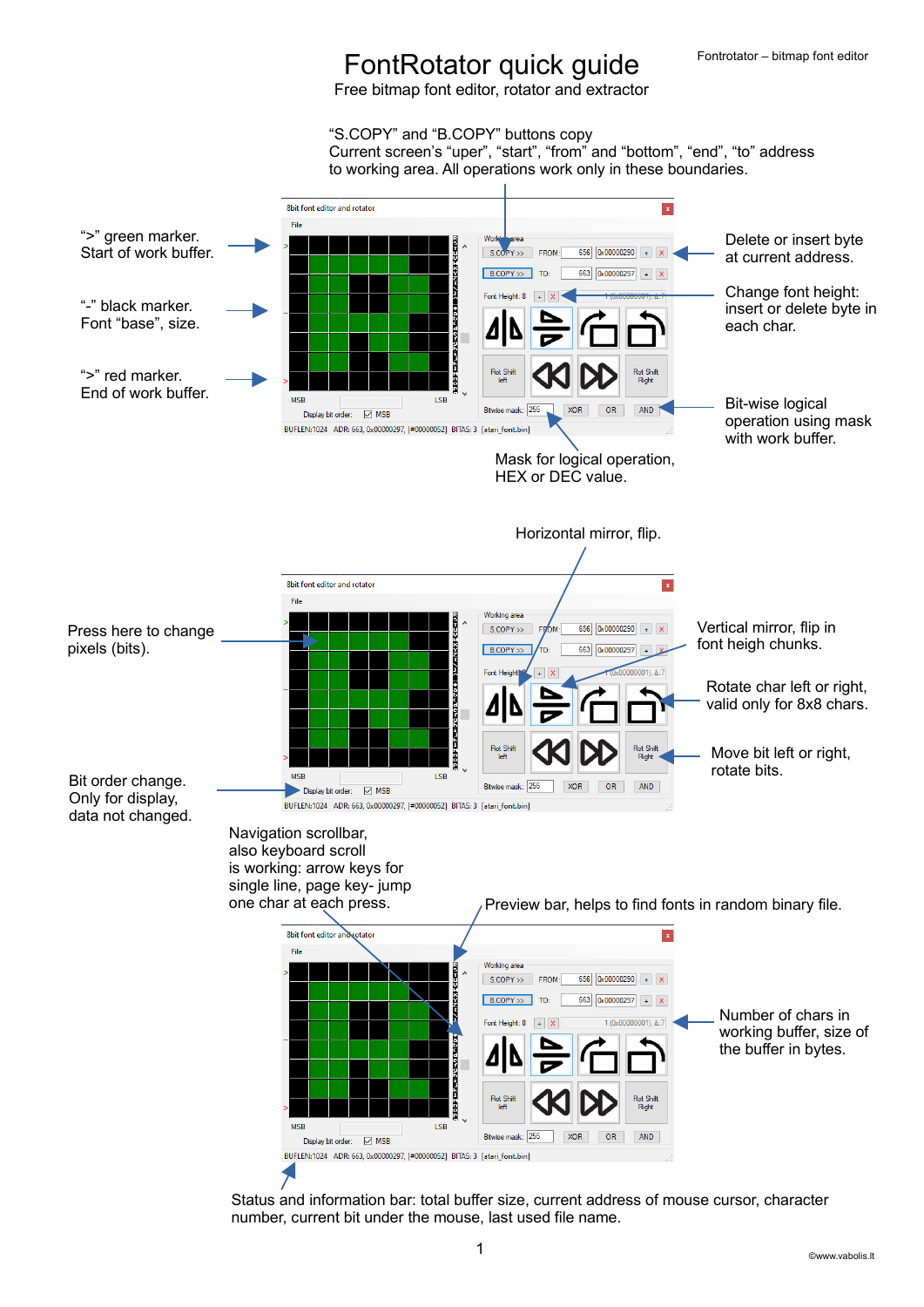# FontRotator quick guide

Free bitmap font editor, rotator and extractor

"S.COPY" and "B.COPY" buttons copy Current screen's "uper", "start", "from" and "bottom", "end", "to" address to working area. All operations work only in these boundaries.

">" green marker. Start of work buffer.

"-" black marker. Font "base", size.

">" red marker. End of work buffer.

Delete or insert byte at current address.

Change font height: insert or delete byte in each char.

Bit-wise logical operation using mask with work buffer.

Mask for logical operation, HEX or DEC value.

Horizontal mirror, flip.

Press here to change pixels (bits).

Vertical mirror, flip in font heigh chunks.

Rotate char left or right, valid only for 8x8 chars.

Move bit left or right, rotate bits.

Bit order change. Only for display, data not changed.

Navigation scrollbar, also keyboard scroll is working: arrow keys for single line, page key- jump one char at each press.

Preview bar, helps to find fonts in random binary file.

Number of chars in working buffer, size of the buffer in bytes.

Status and information bar: total buffer size, current address of mouse cursor, character number, current bit under the mouse, last used file name.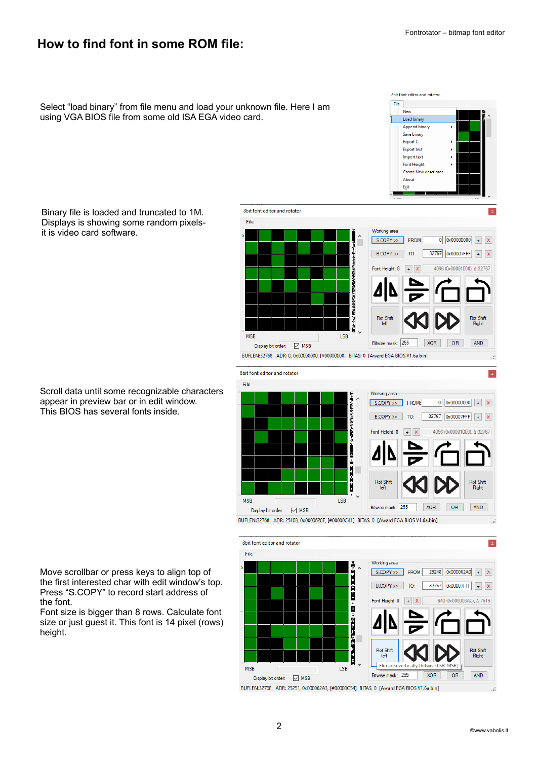# How to find font in some ROM file:

Select “load binary” from file menu and load your unknown file. Here I am using VGA BIOS file from some old ISA EGA video card.

Binary file is loaded and truncated to 1M. Displays is showing some random pixels- it is video card software.

Scroll data until some recognizable characters appear in preview bar or in edit window. This BIOS has several fonts inside.

Move scrollbar or press keys to align top of the first interested char with edit window’s top. Press “S.COPY” to record start address of the font.
Font size is bigger than 8 rows. Calculate font size or just guest it. This font is 14 pixel (rows) height.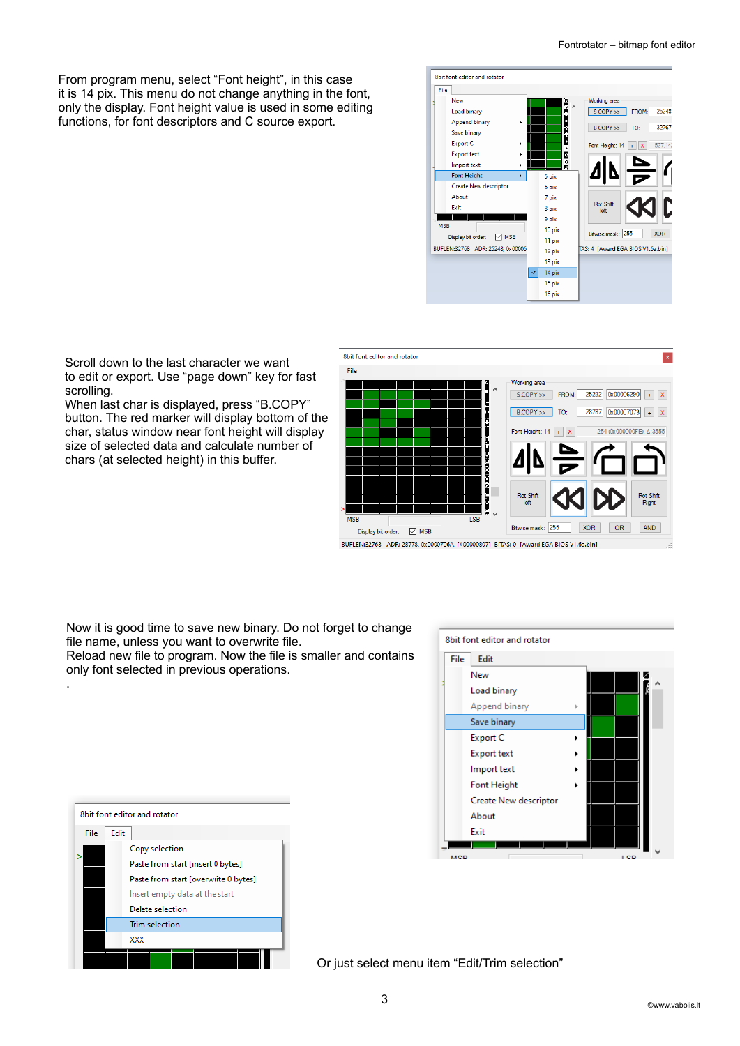From program menu, select “Font height”, in this case it is 14 pix. This menu do not change anything in the font, only the display. Font height value is used in some editing functions, for font descriptors and C source export.

Scroll down to the last character we want to edit or export. Use “page down” key for fast scrolling.
When last char is displayed, press “B.COPY” button. The red marker will display bottom of the char, status window near font height will display size of selected data and calculate number of chars (at selected height) in this buffer.

Now it is good time to save new binary. Do not forget to change file name, unless you want to overwrite file.
Reload new file to program. Now the file is smaller and contains only font selected in previous operations.
.

Or just select menu item “Edit/Trim selection”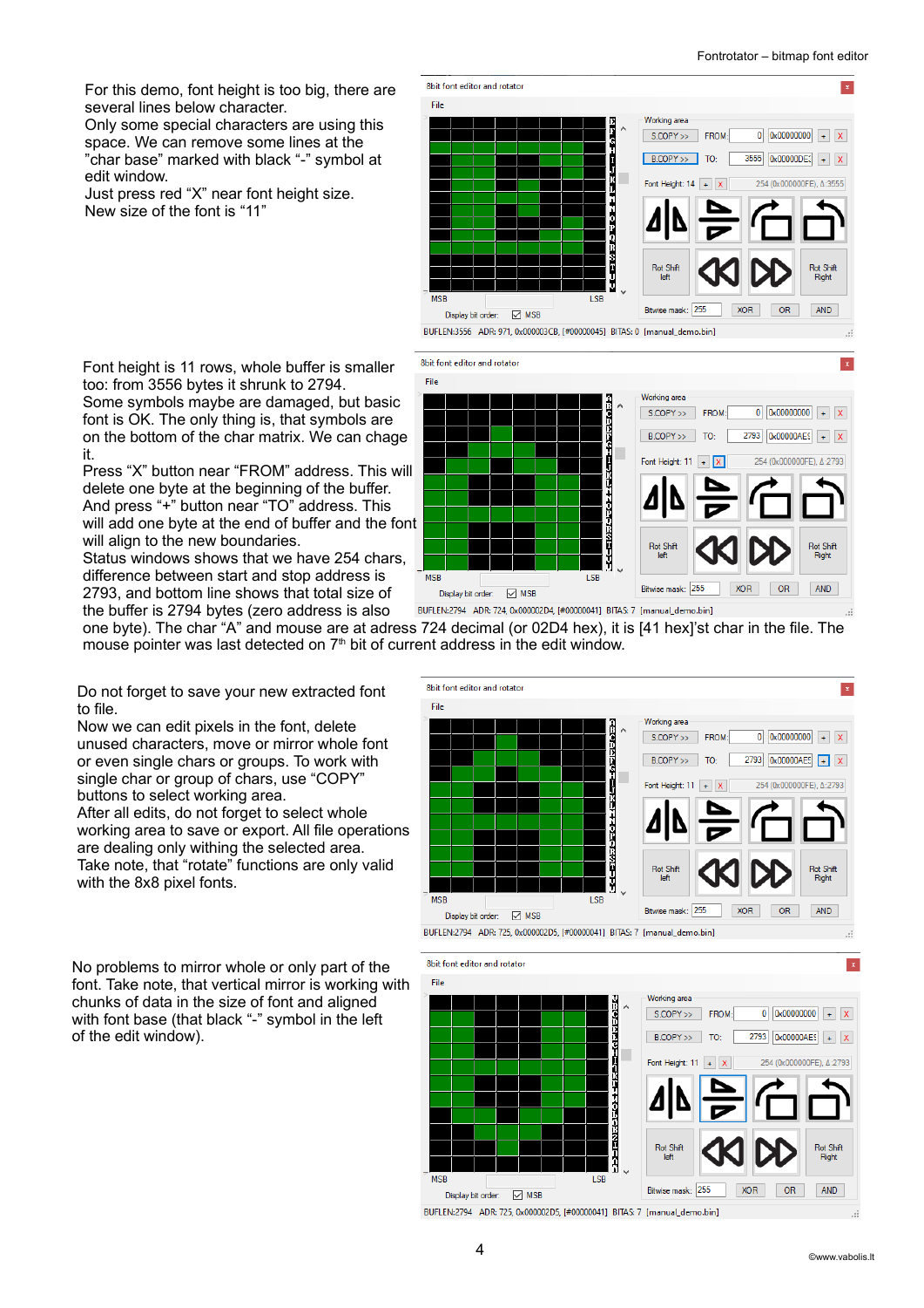For this demo, font height is too big, there are several lines below character.
Only some special characters are using this space. We can remove some lines at the ”char base” marked with black “-” symbol at edit window.
Just press red “X” near font height size.
New size of the font is “11”

Font height is 11 rows, whole buffer is smaller too: from 3556 bytes it shrunk to 2794.
Some symbols maybe are damaged, but basic font is OK. The only thing is, that symbols are on the bottom of the char matrix. We can chage it.
Press “X” button near “FROM” address. This will delete one byte at the beginning of the buffer. And press “+” button near “TO” address. This will add one byte at the end of buffer and the font will align to the new boundaries.
Status windows shows that we have 254 chars, difference between start and stop address is 2793, and bottom line shows that total size of the buffer is 2794 bytes (zero address is also one byte). The char “A” and mouse are at adress 724 decimal (or 02D4 hex), it is [41 hex]'st char in the file. The mouse pointer was last detected on 7th bit of current address in the edit window.

Do not forget to save your new extracted font to file.
Now we can edit pixels in the font, delete unused characters, move or mirror whole font or even single chars or groups. To work with single char or group of chars, use “COPY” buttons to select working area.
After all edits, do not forget to select whole working area to save or export. All file operations are dealing only withing the selected area.
Take note, that “rotate” functions are only valid with the 8x8 pixel fonts.

No problems to mirror whole or only part of the font. Take note, that vertical mirror is working with chunks of data in the size of font and aligned with font base (that black “-” symbol in the left of the edit window).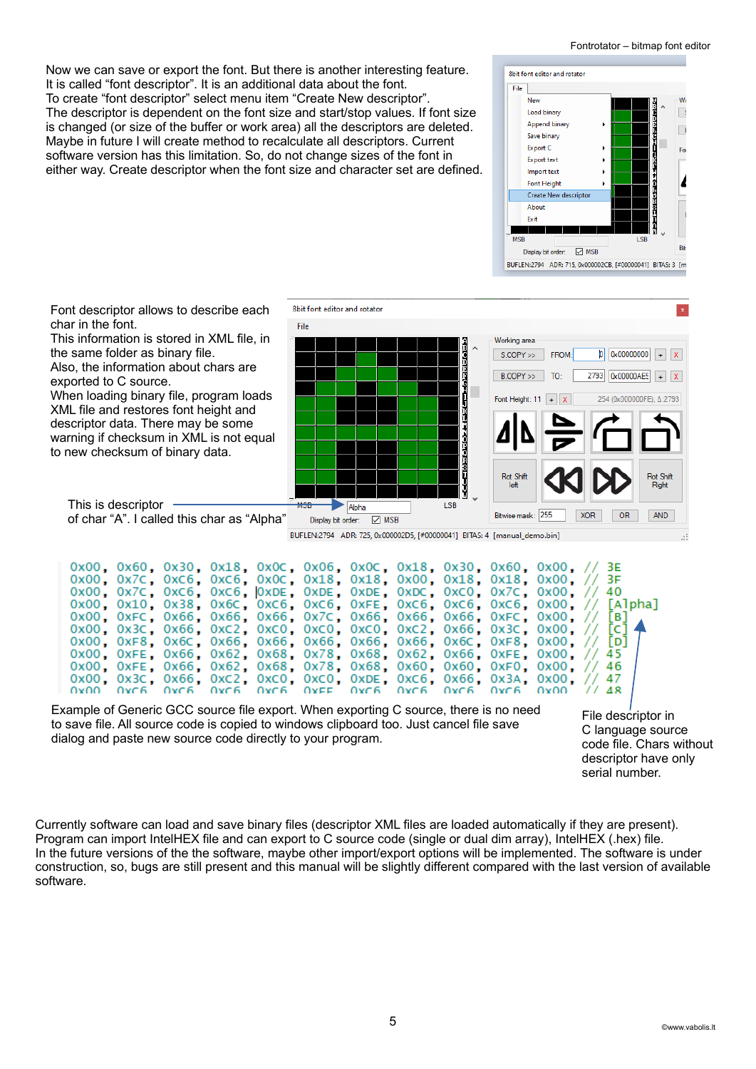Now we can save or export the font. But there is another interesting feature. It is called “font descriptor”. It is an additional data about the font. To create “font descriptor” select menu item “Create New descriptor”. The descriptor is dependent on the font size and start/stop values. If font size is changed (or size of the buffer or work area) all the descriptors are deleted. Maybe in future I will create method to recalculate all descriptors. Current software version has this limitation. So, do not change sizes of the font in either way. Create descriptor when the font size and character set are defined.

Font descriptor allows to describe each char in the font. This information is stored in XML file, in the same folder as binary file. Also, the information about chars are exported to C source. When loading binary file, program loads XML file and restores font height and descriptor data. There may be some warning if checksum in XML is not equal to new checksum of binary data.

This is descriptor of char “A”. I called this char as “Alpha”

```
0x00, 0x60, 0x30, 0x18, 0x0C, 0x06, 0x0C, 0x18, 0x30, 0x60, 0x00, // 3E
0x00, 0x7C, 0xC6, 0xC6, 0x0C, 0x18, 0x18, 0x00, 0x18, 0x18, 0x00, // 3F
0x00, 0x7C, 0xC6, 0xC6, 0xDE, 0xDE, 0xDE, 0xDC, 0xC0, 0x7C, 0x00, // 40
0x00, 0x10, 0x38, 0x6C, 0xC6, 0xC6, 0xFE, 0xC6, 0xC6, 0xC6, 0x00, // [Alpha]
0x00, 0xFC, 0x66, 0x66, 0x66, 0x7C, 0x66, 0x66, 0x66, 0xFC, 0x00, // [B]
0x00, 0x3C, 0x66, 0xC2, 0xC0, 0xC0, 0xC0, 0xC2, 0x66, 0x3C, 0x00, // [C]
0x00, 0xF8, 0x6C, 0x66, 0x66, 0x66, 0x66, 0x6C, 0xF8, 0x00, // [D]
0x00, 0xFE, 0x66, 0x62, 0x68, 0x78, 0x68, 0x62, 0x66, 0xFE, 0x00, // 45
0x00, 0xFE, 0x66, 0x62, 0x68, 0x78, 0x68, 0x60, 0x60, 0xF0, 0x00, // 46
0x00, 0x3C, 0x66, 0xC2, 0xC0, 0xC0, 0xDE, 0xC6, 0x66, 0x3A, 0x00, // 47
0x00, 0xC6, 0xC6, 0xC6, 0xC6, 0xFE, 0xC6, 0xC6, 0xC6, 0xC6, 0x00, // 48
```

Example of Generic GCC source file export. When exporting C source, there is no need to save file. All source code is copied to windows clipboard too. Just cancel file save dialog and paste new source code directly to your program.

File descriptor in C language source code file. Chars without descriptor have only serial number.

Currently software can load and save binary files (descriptor XML files are loaded automatically if they are present). Program can import IntelHEX file and can export to C source code (single or dual dim array), IntelHEX (.hex) file.
In the future versions of the the software, maybe other import/export options will be implemented. The software is under construction, so, bugs are still present and this manual will be slightly different compared with the last version of available software.